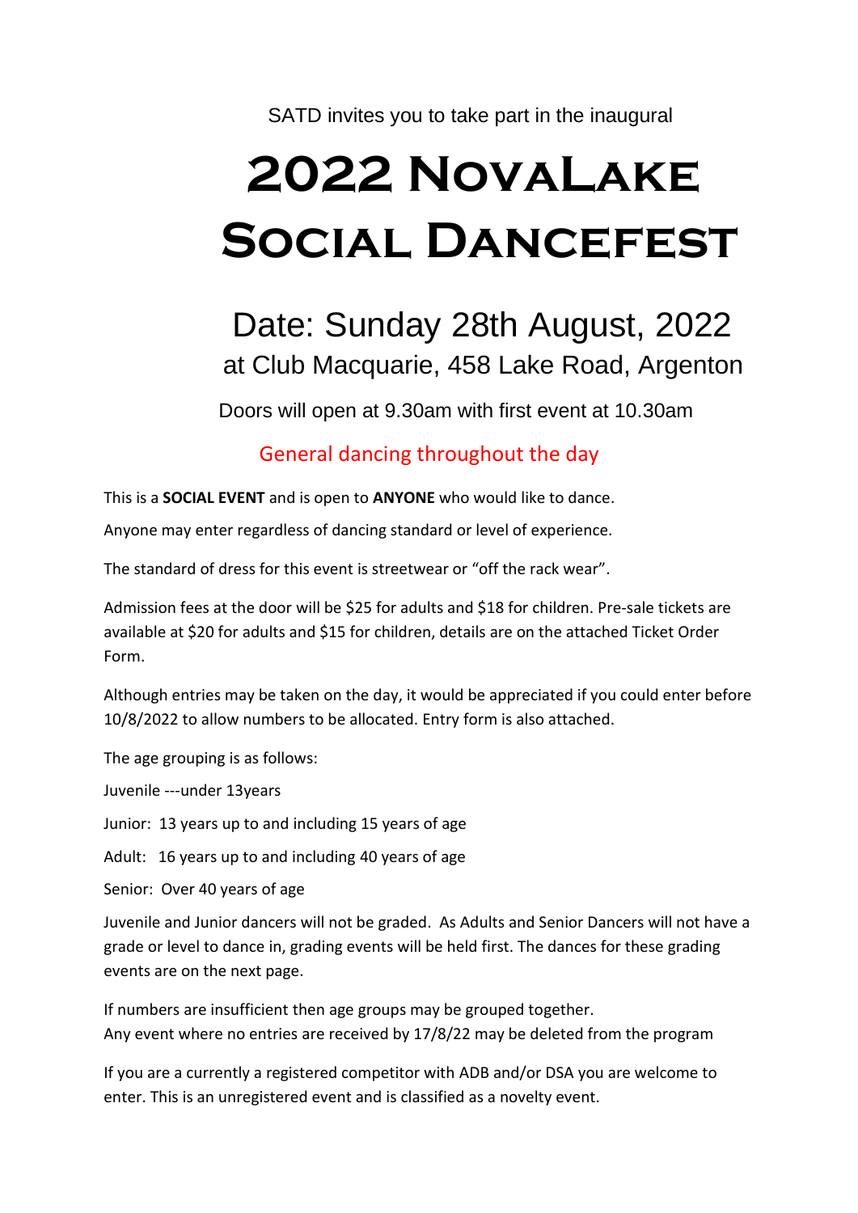SATD invites you to take part in the inaugural

# 2022 NovaLake Social Dancefest

## Date: Sunday 28th August, 2022

### at Club Macquarie, 458 Lake Road, Argenton

Doors will open at 9.30am with first event at 10.30am

General dancing throughout the day

This is a **SOCIAL EVENT** and is open to **ANYONE** who would like to dance.

Anyone may enter regardless of dancing standard or level of experience.

The standard of dress for this event is streetwear or "off the rack wear".

Admission fees at the door will be $25 for adults and $18 for children. Pre-sale tickets are available at $20 for adults and $15 for children, details are on the attached Ticket Order Form.

Although entries may be taken on the day, it would be appreciated if you could enter before 10/8/2022 to allow numbers to be allocated. Entry form is also attached.

The age grouping is as follows:

Juvenile ---under 13years

Junior: 13 years up to and including 15 years of age

Adult: 16 years up to and including 40 years of age

Senior: Over 40 years of age

Juvenile and Junior dancers will not be graded. As Adults and Senior Dancers will not have a grade or level to dance in, grading events will be held first. The dances for these grading events are on the next page.

If numbers are insufficient then age groups may be grouped together.
Any event where no entries are received by 17/8/22 may be deleted from the program

If you are a currently a registered competitor with ADB and/or DSA you are welcome to enter. This is an unregistered event and is classified as a novelty event.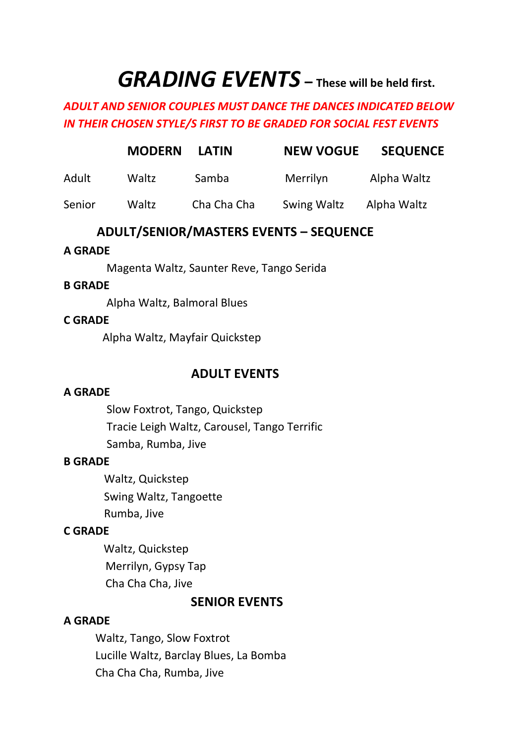# *GRADING EVENTS* – These will be held first.

***ADULT AND SENIOR COUPLES MUST DANCE THE DANCES INDICATED BELOW IN THEIR CHOSEN STYLE/S FIRST TO BE GRADED FOR SOCIAL FEST EVENTS***

| | MODERN | LATIN | NEW VOGUE | SEQUENCE |
|---|---|---|---|---|
| Adult | Waltz | Samba | Merrilyn | Alpha Waltz |
| Senior | Waltz | Cha Cha Cha | Swing Waltz | Alpha Waltz |

## ADULT/SENIOR/MASTERS EVENTS – SEQUENCE

**A GRADE**

Magenta Waltz, Saunter Reve, Tango Serida

**B GRADE**

Alpha Waltz, Balmoral Blues

**C GRADE**

Alpha Waltz, Mayfair Quickstep

## ADULT EVENTS

**A GRADE**

Slow Foxtrot, Tango, Quickstep
Tracie Leigh Waltz, Carousel, Tango Terrific
Samba, Rumba, Jive

**B GRADE**

Waltz, Quickstep
Swing Waltz, Tangoette
Rumba, Jive

**C GRADE**

Waltz, Quickstep
Merrilyn, Gypsy Tap
Cha Cha Cha, Jive

## SENIOR EVENTS

**A GRADE**

Waltz, Tango, Slow Foxtrot
Lucille Waltz, Barclay Blues, La Bomba
Cha Cha Cha, Rumba, Jive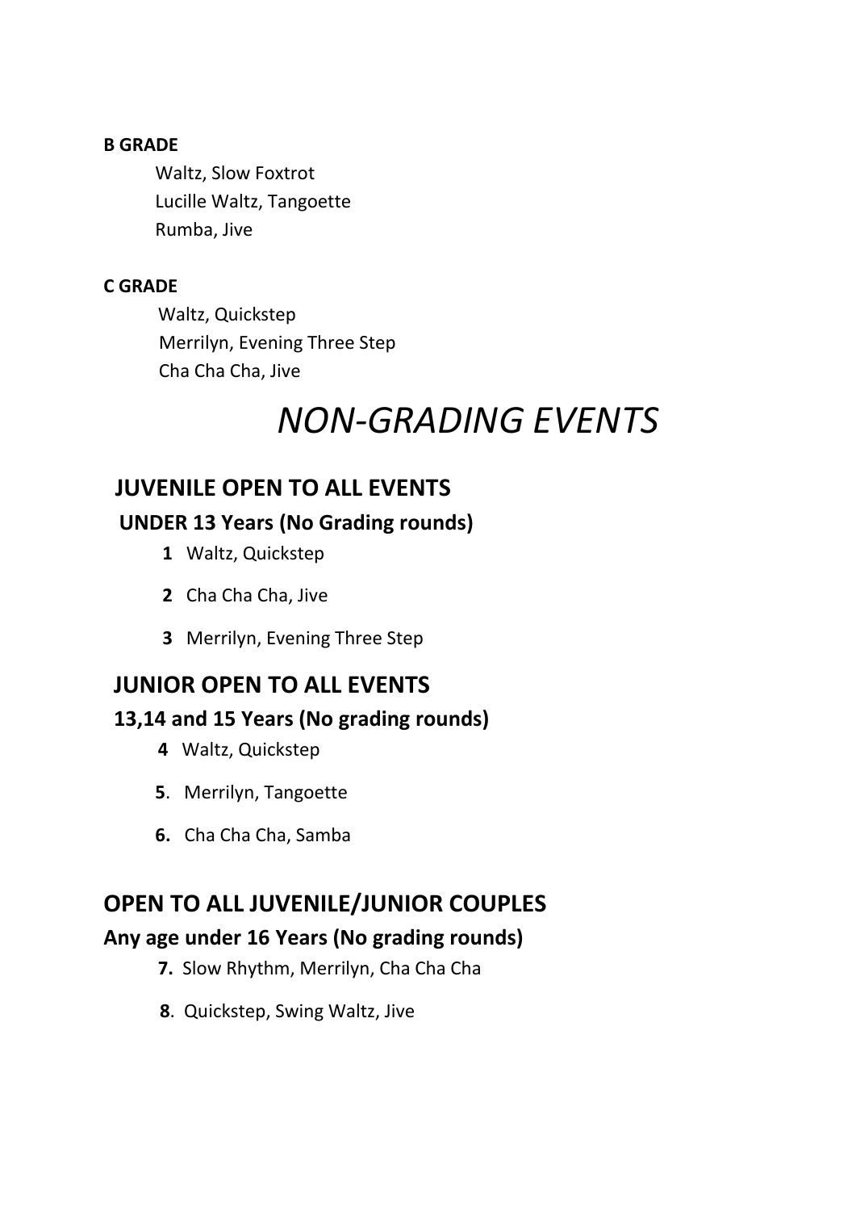**B GRADE**

Waltz, Slow Foxtrot
Lucille Waltz, Tangoette
Rumba, Jive

**C GRADE**

Waltz, Quickstep
Merrilyn, Evening Three Step
Cha Cha Cha, Jive

# *NON-GRADING EVENTS*

## JUVENILE OPEN TO ALL EVENTS

### UNDER 13 Years (No Grading rounds)

**1** Waltz, Quickstep

**2** Cha Cha Cha, Jive

**3** Merrilyn, Evening Three Step

## JUNIOR OPEN TO ALL EVENTS

### 13,14 and 15 Years (No grading rounds)

**4** Waltz, Quickstep

**5**. Merrilyn, Tangoette

**6.** Cha Cha Cha, Samba

## OPEN TO ALL JUVENILE/JUNIOR COUPLES

### Any age under 16 Years (No grading rounds)

**7.** Slow Rhythm, Merrilyn, Cha Cha Cha

**8**. Quickstep, Swing Waltz, Jive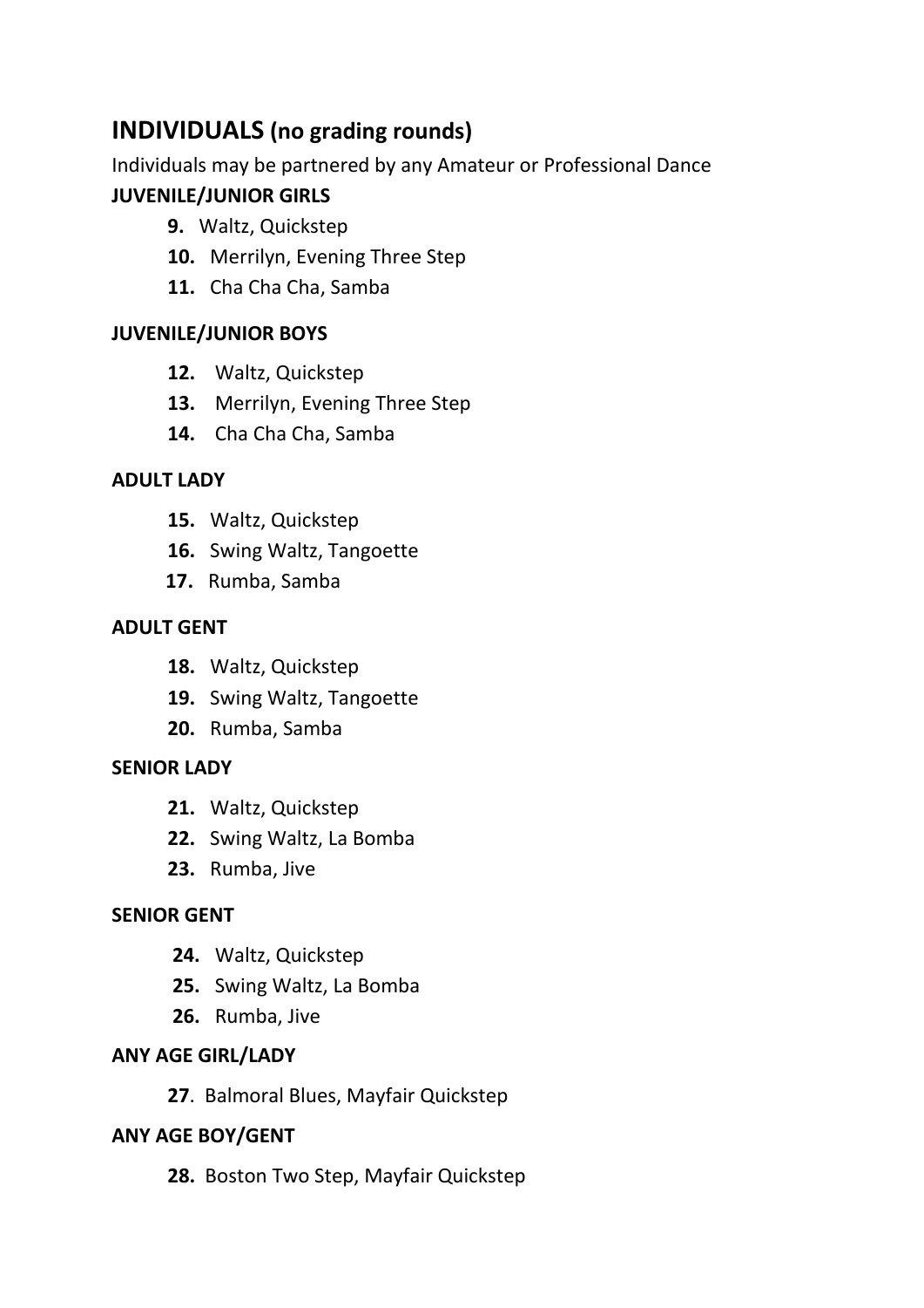## INDIVIDUALS (no grading rounds)

Individuals may be partnered by any Amateur or Professional Dance

### JUVENILE/JUNIOR GIRLS

**9.** Waltz, Quickstep
**10.** Merrilyn, Evening Three Step
**11.** Cha Cha Cha, Samba

### JUVENILE/JUNIOR BOYS

**12.** Waltz, Quickstep
**13.** Merrilyn, Evening Three Step
**14.** Cha Cha Cha, Samba

### ADULT LADY

**15.** Waltz, Quickstep
**16.** Swing Waltz, Tangoette
**17.** Rumba, Samba

### ADULT GENT

**18.** Waltz, Quickstep
**19.** Swing Waltz, Tangoette
**20.** Rumba, Samba

### SENIOR LADY

**21.** Waltz, Quickstep
**22.** Swing Waltz, La Bomba
**23.** Rumba, Jive

### SENIOR GENT

**24.** Waltz, Quickstep
**25.** Swing Waltz, La Bomba
**26.** Rumba, Jive

### ANY AGE GIRL/LADY

**27**. Balmoral Blues, Mayfair Quickstep

### ANY AGE BOY/GENT

**28.** Boston Two Step, Mayfair Quickstep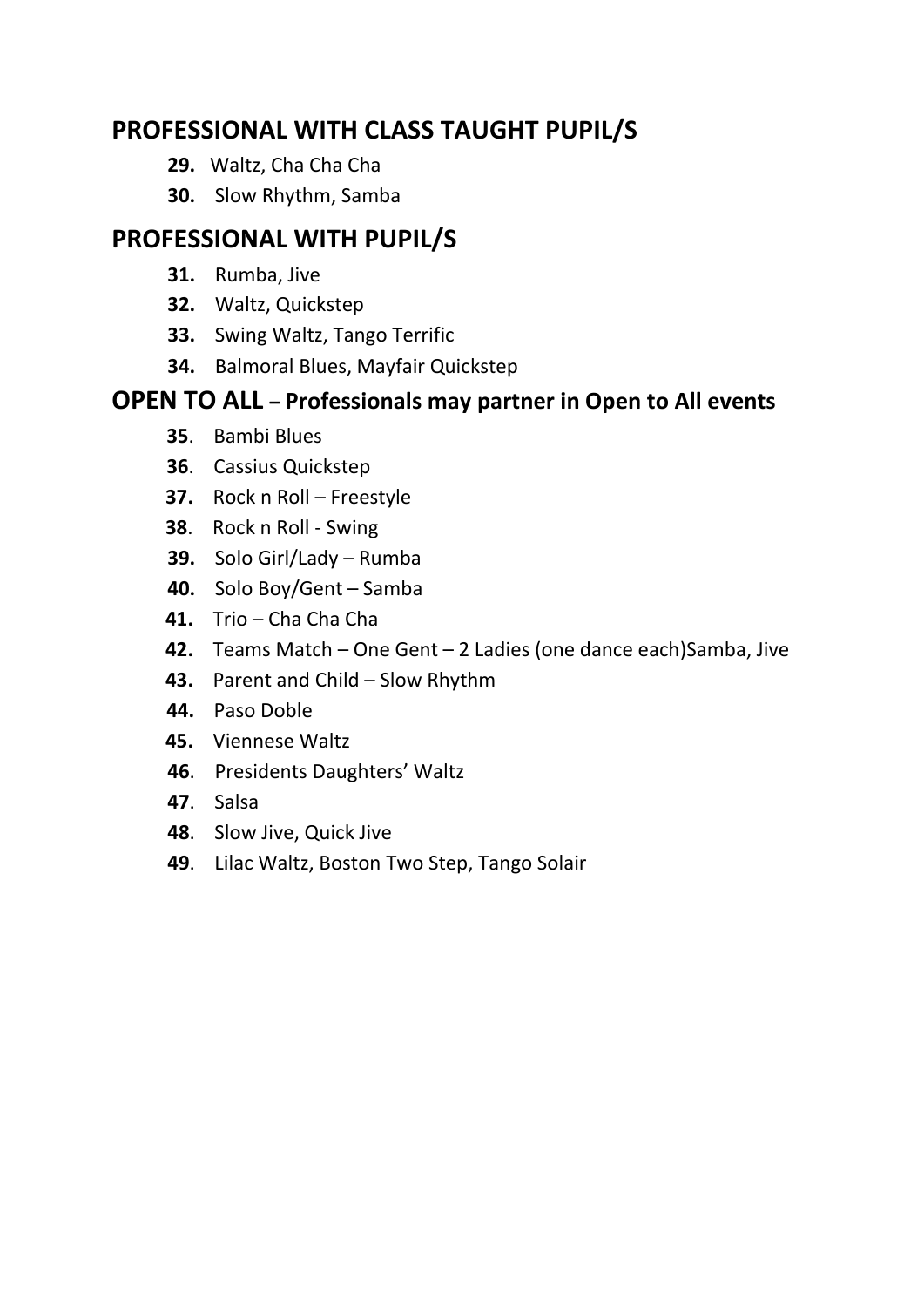## PROFESSIONAL WITH CLASS TAUGHT PUPIL/S

**29.** Waltz, Cha Cha Cha
**30.** Slow Rhythm, Samba

## PROFESSIONAL WITH PUPIL/S

**31.** Rumba, Jive
**32.** Waltz, Quickstep
**33.** Swing Waltz, Tango Terrific
**34.** Balmoral Blues, Mayfair Quickstep

## OPEN TO ALL – Professionals may partner in Open to All events

**35**. Bambi Blues
**36**. Cassius Quickstep
**37.** Rock n Roll – Freestyle
**38**. Rock n Roll - Swing
**39.** Solo Girl/Lady – Rumba
**40.** Solo Boy/Gent – Samba
**41.** Trio – Cha Cha Cha
**42.** Teams Match – One Gent – 2 Ladies (one dance each)Samba, Jive
**43.** Parent and Child – Slow Rhythm
**44.** Paso Doble
**45.** Viennese Waltz
**46**. Presidents Daughters' Waltz
**47**. Salsa
**48**. Slow Jive, Quick Jive
**49**. Lilac Waltz, Boston Two Step, Tango Solair